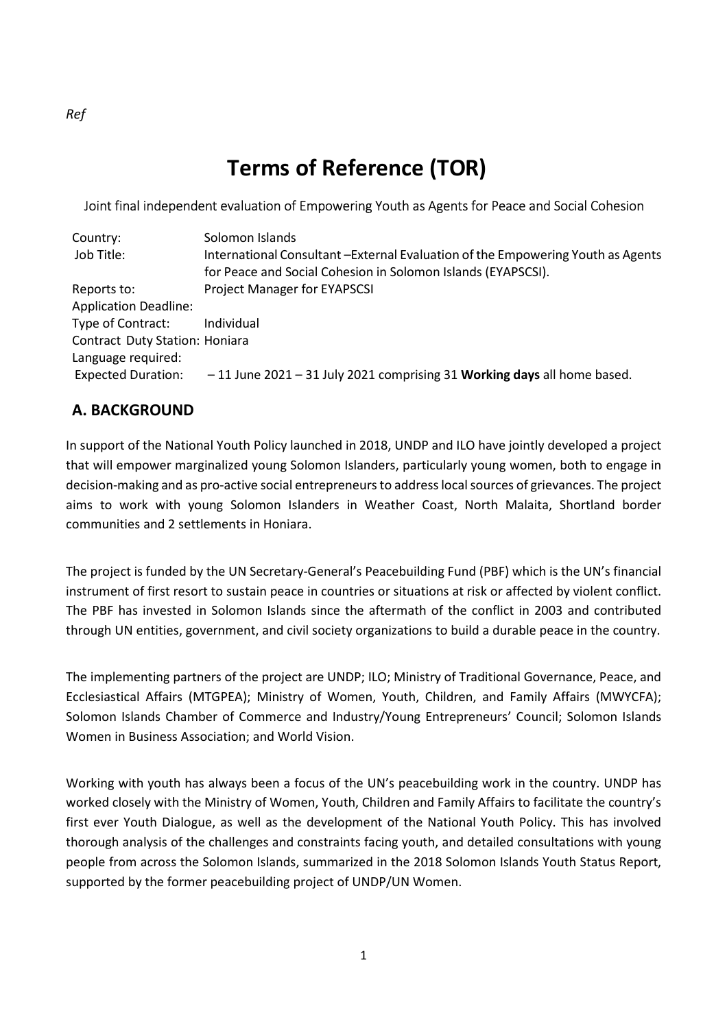*Ref*

# Terms of Reference (TOR)

Joint final independent evaluation of Empowering Youth as Agents for Peace and Social Cohesion

| | |
|---|---|
| Country: | Solomon Islands |
| Job Title: | International Consultant –External Evaluation of the Empowering Youth as Agents for Peace and Social Cohesion in Solomon Islands (EYAPSCSI). |
| Reports to: | Project Manager for EYAPSCSI |
| Application Deadline: | |
| Type of Contract: | Individual |
| Contract Duty Station: | Honiara |
| Language required: | |
| Expected Duration: | – 11 June 2021 – 31 July 2021 comprising 31 **Working days** all home based. |

## A. BACKGROUND

In support of the National Youth Policy launched in 2018, UNDP and ILO have jointly developed a project that will empower marginalized young Solomon Islanders, particularly young women, both to engage in decision-making and as pro-active social entrepreneurs to address local sources of grievances. The project aims to work with young Solomon Islanders in Weather Coast, North Malaita, Shortland border communities and 2 settlements in Honiara.

The project is funded by the UN Secretary-General's Peacebuilding Fund (PBF) which is the UN's financial instrument of first resort to sustain peace in countries or situations at risk or affected by violent conflict. The PBF has invested in Solomon Islands since the aftermath of the conflict in 2003 and contributed through UN entities, government, and civil society organizations to build a durable peace in the country.

The implementing partners of the project are UNDP; ILO; Ministry of Traditional Governance, Peace, and Ecclesiastical Affairs (MTGPEA); Ministry of Women, Youth, Children, and Family Affairs (MWYCFA); Solomon Islands Chamber of Commerce and Industry/Young Entrepreneurs' Council; Solomon Islands Women in Business Association; and World Vision.

Working with youth has always been a focus of the UN's peacebuilding work in the country. UNDP has worked closely with the Ministry of Women, Youth, Children and Family Affairs to facilitate the country's first ever Youth Dialogue, as well as the development of the National Youth Policy. This has involved thorough analysis of the challenges and constraints facing youth, and detailed consultations with young people from across the Solomon Islands, summarized in the 2018 Solomon Islands Youth Status Report, supported by the former peacebuilding project of UNDP/UN Women.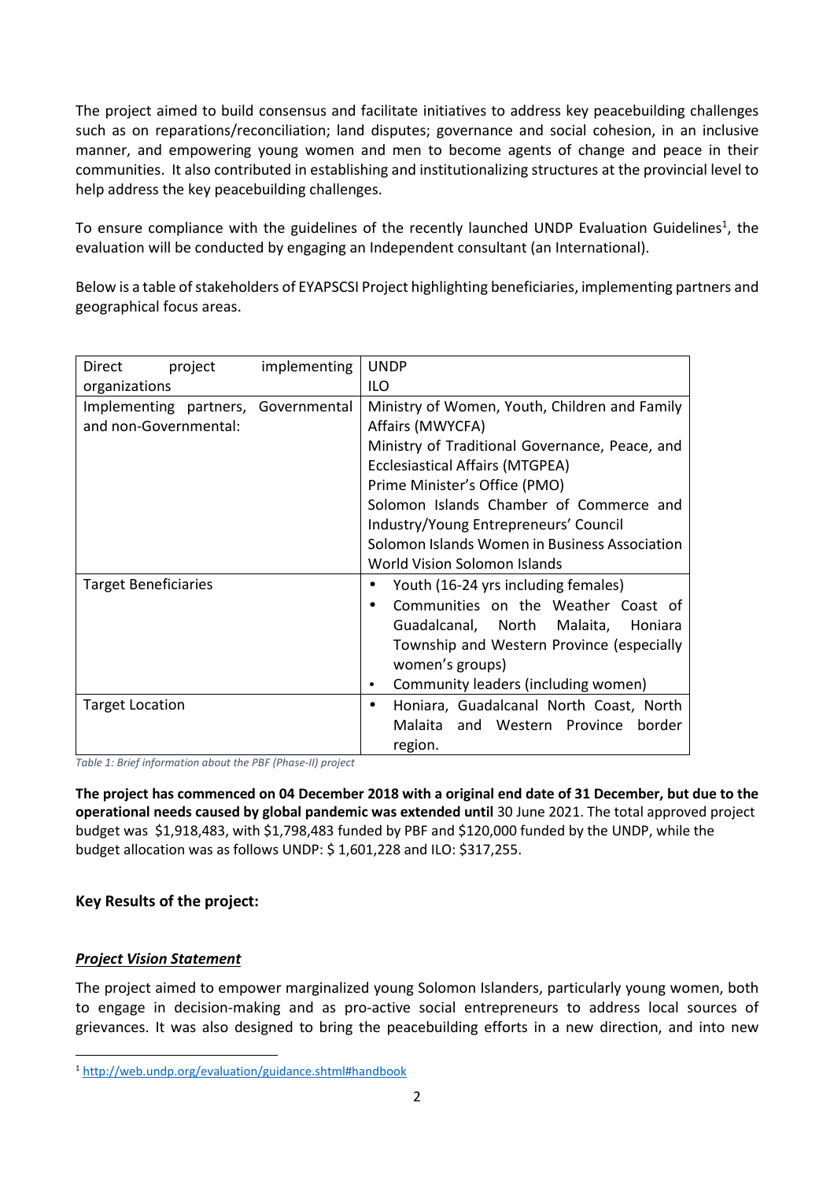The project aimed to build consensus and facilitate initiatives to address key peacebuilding challenges such as on reparations/reconciliation; land disputes; governance and social cohesion, in an inclusive manner, and empowering young women and men to become agents of change and peace in their communities. It also contributed in establishing and institutionalizing structures at the provincial level to help address the key peacebuilding challenges.

To ensure compliance with the guidelines of the recently launched UNDP Evaluation Guidelines[1], the evaluation will be conducted by engaging an Independent consultant (an International).

Below is a table of stakeholders of EYAPSCSI Project highlighting beneficiaries, implementing partners and geographical focus areas.

| | |
|---|---|
| Direct project implementing organizations | UNDP<br>ILO |
| Implementing partners, Governmental and non-Governmental: | Ministry of Women, Youth, Children and Family Affairs (MWYCFA)<br>Ministry of Traditional Governance, Peace, and Ecclesiastical Affairs (MTGPEA)<br>Prime Minister's Office (PMO)<br>Solomon Islands Chamber of Commerce and Industry/Young Entrepreneurs' Council<br>Solomon Islands Women in Business Association<br>World Vision Solomon Islands |
| Target Beneficiaries | • Youth (16-24 yrs including females)<br>• Communities on the Weather Coast of Guadalcanal, North Malaita, Honiara Township and Western Province (especially women's groups)<br>• Community leaders (including women) |
| Target Location | • Honiara, Guadalcanal North Coast, North Malaita and Western Province border region. |

*Table 1: Brief information about the PBF (Phase-II) project*

**The project has commenced on 04 December 2018 with a original end date of 31 December, but due to the operational needs caused by global pandemic was extended until** 30 June 2021. The total approved project budget was $1,918,483, with $1,798,483 funded by PBF and $120,000 funded by the UNDP, while the budget allocation was as follows UNDP: $ 1,601,228 and ILO: $317,255.

### Key Results of the project:

#### ***Project Vision Statement***

The project aimed to empower marginalized young Solomon Islanders, particularly young women, both to engage in decision-making and as pro-active social entrepreneurs to address local sources of grievances. It was also designed to bring the peacebuilding efforts in a new direction, and into new

[1] http://web.undp.org/evaluation/guidance.shtml#handbook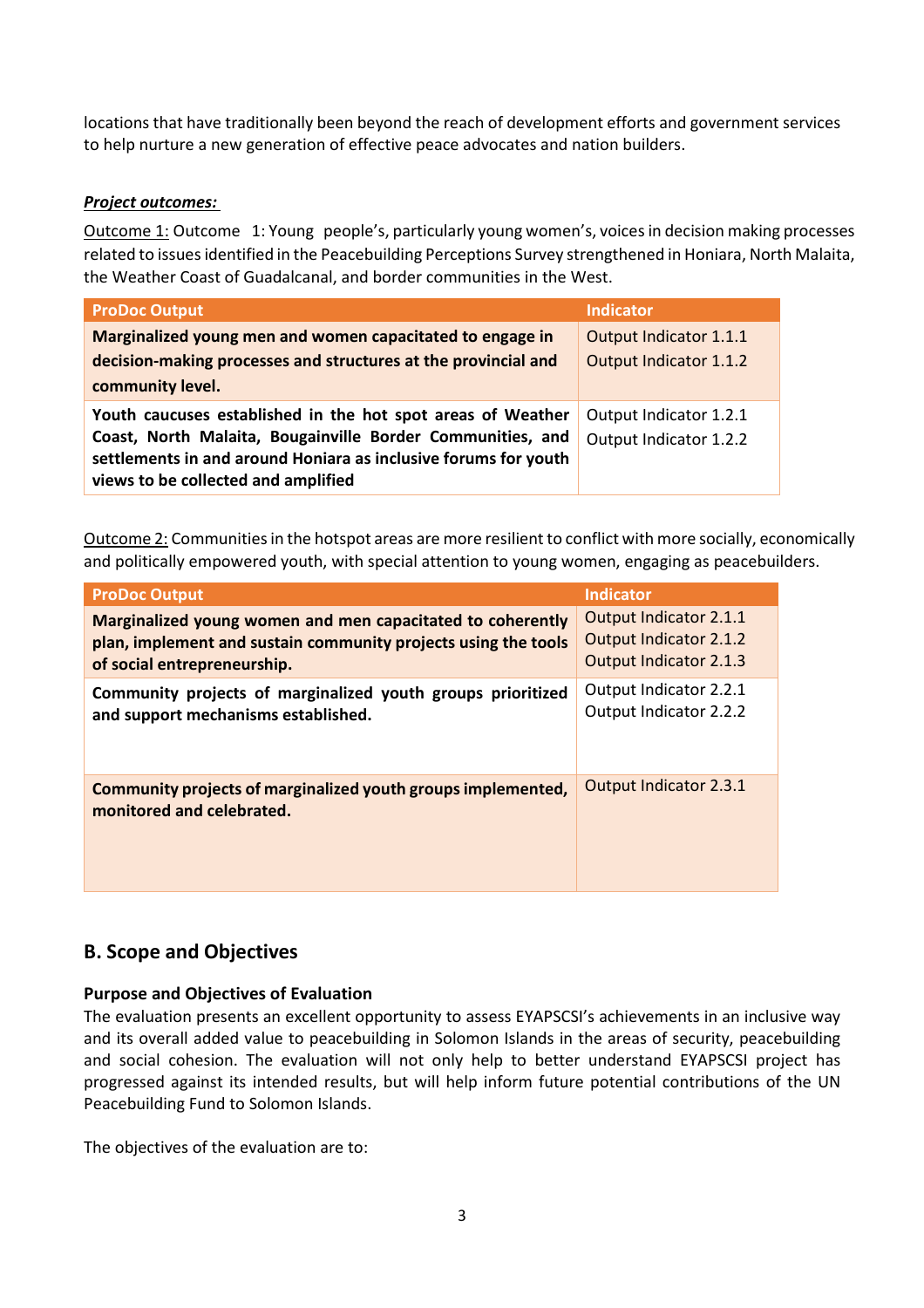locations that have traditionally been beyond the reach of development efforts and government services to help nurture a new generation of effective peace advocates and nation builders.

***Project outcomes:***

Outcome 1: Outcome 1: Young people's, particularly young women's, voices in decision making processes related to issues identified in the Peacebuilding Perceptions Survey strengthened in Honiara, North Malaita, the Weather Coast of Guadalcanal, and border communities in the West.

| ProDoc Output | Indicator |
| --- | --- |
| **Marginalized young men and women capacitated to engage in decision-making processes and structures at the provincial and community level.** | Output Indicator 1.1.1<br>Output Indicator 1.1.2 |
| **Youth caucuses established in the hot spot areas of Weather Coast, North Malaita, Bougainville Border Communities, and settlements in and around Honiara as inclusive forums for youth views to be collected and amplified** | Output Indicator 1.2.1<br>Output Indicator 1.2.2 |

Outcome 2: Communities in the hotspot areas are more resilient to conflict with more socially, economically and politically empowered youth, with special attention to young women, engaging as peacebuilders.

| ProDoc Output | Indicator |
| --- | --- |
| **Marginalized young women and men capacitated to coherently plan, implement and sustain community projects using the tools of social entrepreneurship.** | Output Indicator 2.1.1<br>Output Indicator 2.1.2<br>Output Indicator 2.1.3 |
| **Community projects of marginalized youth groups prioritized and support mechanisms established.** | Output Indicator 2.2.1<br>Output Indicator 2.2.2 |
| **Community projects of marginalized youth groups implemented, monitored and celebrated.** | Output Indicator 2.3.1 |

## B. Scope and Objectives

**Purpose and Objectives of Evaluation**

The evaluation presents an excellent opportunity to assess EYAPSCSI's achievements in an inclusive way and its overall added value to peacebuilding in Solomon Islands in the areas of security, peacebuilding and social cohesion. The evaluation will not only help to better understand EYAPSCSI project has progressed against its intended results, but will help inform future potential contributions of the UN Peacebuilding Fund to Solomon Islands.

The objectives of the evaluation are to: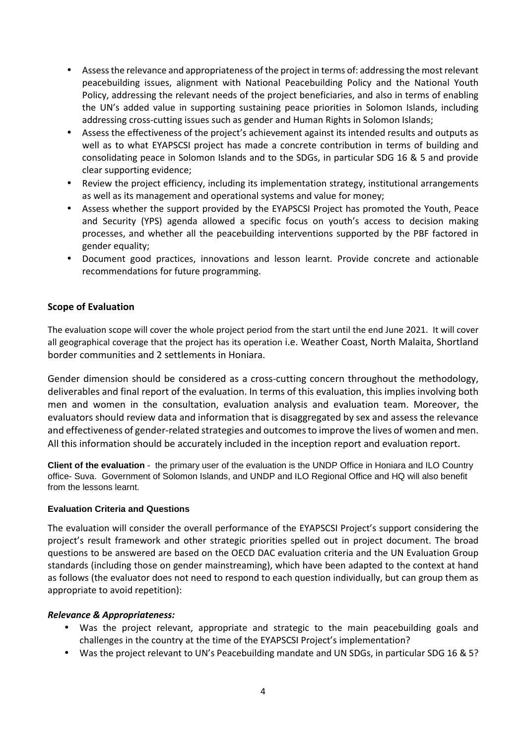- Assess the relevance and appropriateness of the project in terms of: addressing the most relevant peacebuilding issues, alignment with National Peacebuilding Policy and the National Youth Policy, addressing the relevant needs of the project beneficiaries, and also in terms of enabling the UN's added value in supporting sustaining peace priorities in Solomon Islands, including addressing cross-cutting issues such as gender and Human Rights in Solomon Islands;
- Assess the effectiveness of the project's achievement against its intended results and outputs as well as to what EYAPSCSI project has made a concrete contribution in terms of building and consolidating peace in Solomon Islands and to the SDGs, in particular SDG 16 & 5 and provide clear supporting evidence;
- Review the project efficiency, including its implementation strategy, institutional arrangements as well as its management and operational systems and value for money;
- Assess whether the support provided by the EYAPSCSI Project has promoted the Youth, Peace and Security (YPS) agenda allowed a specific focus on youth's access to decision making processes, and whether all the peacebuilding interventions supported by the PBF factored in gender equality;
- Document good practices, innovations and lesson learnt. Provide concrete and actionable recommendations for future programming.

## Scope of Evaluation

The evaluation scope will cover the whole project period from the start until the end June 2021. It will cover all geographical coverage that the project has its operation i.e. Weather Coast, North Malaita, Shortland border communities and 2 settlements in Honiara.

Gender dimension should be considered as a cross-cutting concern throughout the methodology, deliverables and final report of the evaluation. In terms of this evaluation, this implies involving both men and women in the consultation, evaluation analysis and evaluation team. Moreover, the evaluators should review data and information that is disaggregated by sex and assess the relevance and effectiveness of gender-related strategies and outcomes to improve the lives of women and men. All this information should be accurately included in the inception report and evaluation report.

**Client of the evaluation** - the primary user of the evaluation is the UNDP Office in Honiara and ILO Country office- Suva. Government of Solomon Islands, and UNDP and ILO Regional Office and HQ will also benefit from the lessons learnt.

### Evaluation Criteria and Questions

The evaluation will consider the overall performance of the EYAPSCSI Project's support considering the project's result framework and other strategic priorities spelled out in project document. The broad questions to be answered are based on the OECD DAC evaluation criteria and the UN Evaluation Group standards (including those on gender mainstreaming), which have been adapted to the context at hand as follows (the evaluator does not need to respond to each question individually, but can group them as appropriate to avoid repetition):

***Relevance & Appropriateness:***

- Was the project relevant, appropriate and strategic to the main peacebuilding goals and challenges in the country at the time of the EYAPSCSI Project's implementation?
- Was the project relevant to UN's Peacebuilding mandate and UN SDGs, in particular SDG 16 & 5?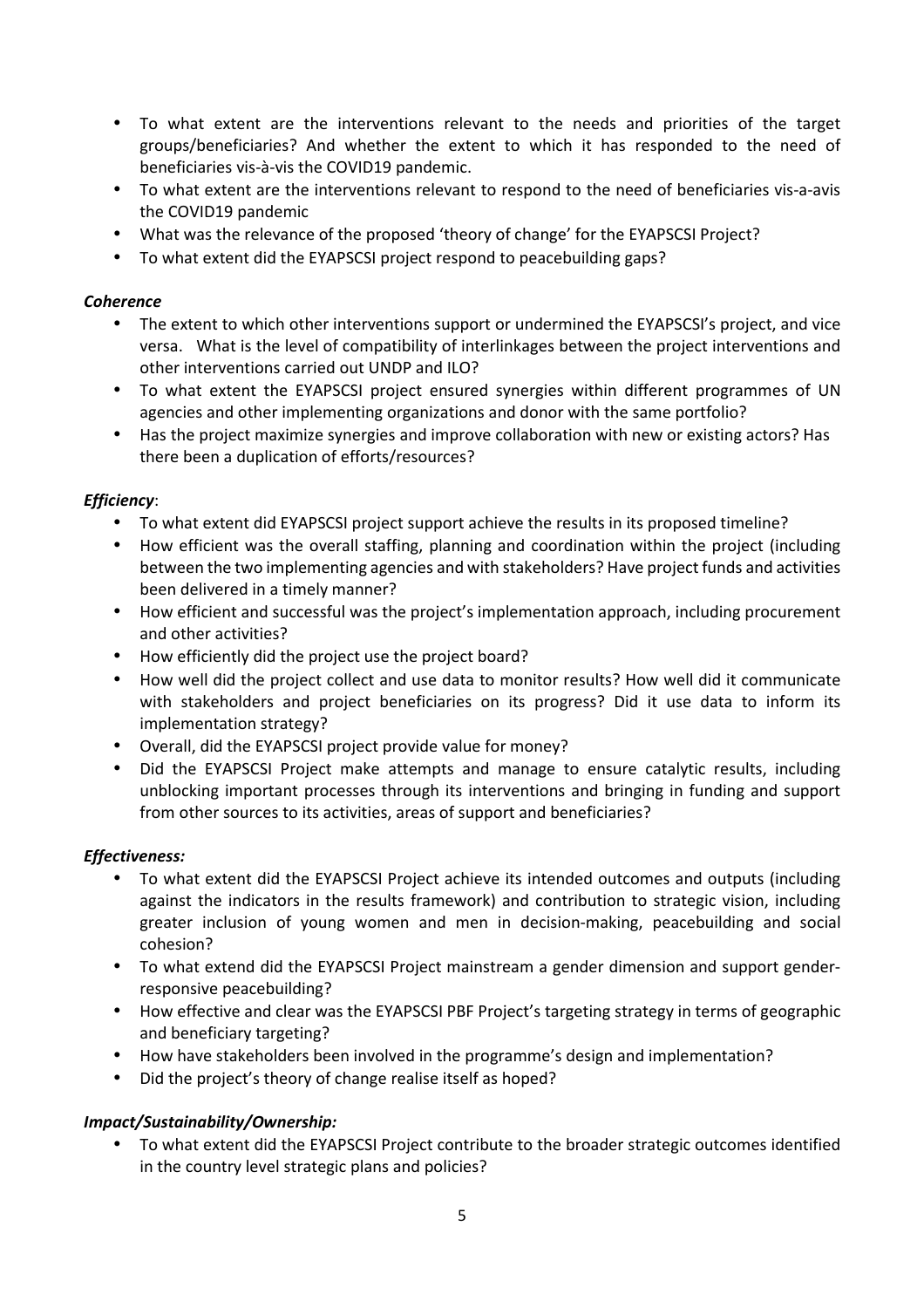- To what extent are the interventions relevant to the needs and priorities of the target groups/beneficiaries? And whether the extent to which it has responded to the need of beneficiaries vis-à-vis the COVID19 pandemic.
- To what extent are the interventions relevant to respond to the need of beneficiaries vis-a-avis the COVID19 pandemic
- What was the relevance of the proposed 'theory of change' for the EYAPSCSI Project?
- To what extent did the EYAPSCSI project respond to peacebuilding gaps?

***Coherence***

- The extent to which other interventions support or undermined the EYAPSCSI's project, and vice versa. What is the level of compatibility of interlinkages between the project interventions and other interventions carried out UNDP and ILO?
- To what extent the EYAPSCSI project ensured synergies within different programmes of UN agencies and other implementing organizations and donor with the same portfolio?
- Has the project maximize synergies and improve collaboration with new or existing actors? Has there been a duplication of efforts/resources?

***Efficiency***:

- To what extent did EYAPSCSI project support achieve the results in its proposed timeline?
- How efficient was the overall staffing, planning and coordination within the project (including between the two implementing agencies and with stakeholders? Have project funds and activities been delivered in a timely manner?
- How efficient and successful was the project's implementation approach, including procurement and other activities?
- How efficiently did the project use the project board?
- How well did the project collect and use data to monitor results? How well did it communicate with stakeholders and project beneficiaries on its progress? Did it use data to inform its implementation strategy?
- Overall, did the EYAPSCSI project provide value for money?
- Did the EYAPSCSI Project make attempts and manage to ensure catalytic results, including unblocking important processes through its interventions and bringing in funding and support from other sources to its activities, areas of support and beneficiaries?

***Effectiveness:***

- To what extent did the EYAPSCSI Project achieve its intended outcomes and outputs (including against the indicators in the results framework) and contribution to strategic vision, including greater inclusion of young women and men in decision-making, peacebuilding and social cohesion?
- To what extend did the EYAPSCSI Project mainstream a gender dimension and support gender-responsive peacebuilding?
- How effective and clear was the EYAPSCSI PBF Project's targeting strategy in terms of geographic and beneficiary targeting?
- How have stakeholders been involved in the programme's design and implementation?
- Did the project's theory of change realise itself as hoped?

***Impact/Sustainability/Ownership:***

- To what extent did the EYAPSCSI Project contribute to the broader strategic outcomes identified in the country level strategic plans and policies?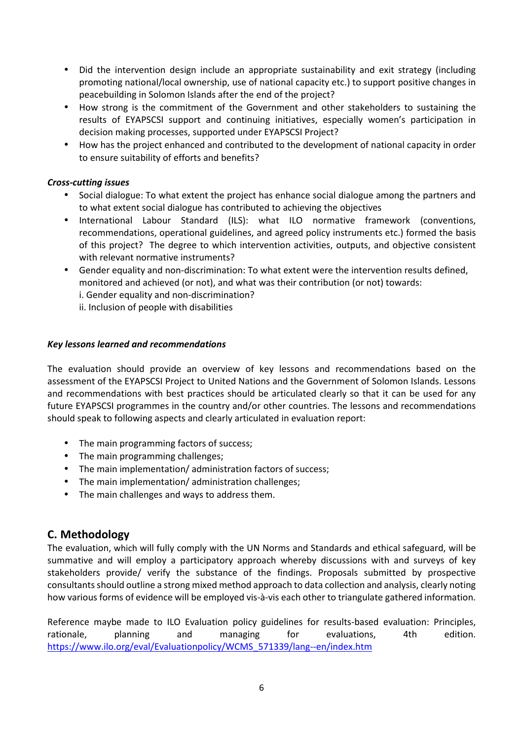- Did the intervention design include an appropriate sustainability and exit strategy (including promoting national/local ownership, use of national capacity etc.) to support positive changes in peacebuilding in Solomon Islands after the end of the project?
- How strong is the commitment of the Government and other stakeholders to sustaining the results of EYAPSCSI support and continuing initiatives, especially women's participation in decision making processes, supported under EYAPSCSI Project?
- How has the project enhanced and contributed to the development of national capacity in order to ensure suitability of efforts and benefits?

***Cross-cutting issues***

- Social dialogue: To what extent the project has enhance social dialogue among the partners and to what extent social dialogue has contributed to achieving the objectives
- International Labour Standard (ILS): what ILO normative framework (conventions, recommendations, operational guidelines, and agreed policy instruments etc.) formed the basis of this project? The degree to which intervention activities, outputs, and objective consistent with relevant normative instruments?
- Gender equality and non-discrimination: To what extent were the intervention results defined, monitored and achieved (or not), and what was their contribution (or not) towards:
  i. Gender equality and non-discrimination?
  ii. Inclusion of people with disabilities

***Key lessons learned and recommendations***

The evaluation should provide an overview of key lessons and recommendations based on the assessment of the EYAPSCSI Project to United Nations and the Government of Solomon Islands. Lessons and recommendations with best practices should be articulated clearly so that it can be used for any future EYAPSCSI programmes in the country and/or other countries. The lessons and recommendations should speak to following aspects and clearly articulated in evaluation report:

- The main programming factors of success;
- The main programming challenges;
- The main implementation/ administration factors of success;
- The main implementation/ administration challenges;
- The main challenges and ways to address them.

## C. Methodology

The evaluation, which will fully comply with the UN Norms and Standards and ethical safeguard, will be summative and will employ a participatory approach whereby discussions with and surveys of key stakeholders provide/ verify the substance of the findings. Proposals submitted by prospective consultants should outline a strong mixed method approach to data collection and analysis, clearly noting how various forms of evidence will be employed vis-à-vis each other to triangulate gathered information.

Reference maybe made to ILO Evaluation policy guidelines for results-based evaluation: Principles, rationale, planning and managing for evaluations, 4th edition. https://www.ilo.org/eval/Evaluationpolicy/WCMS_571339/lang--en/index.htm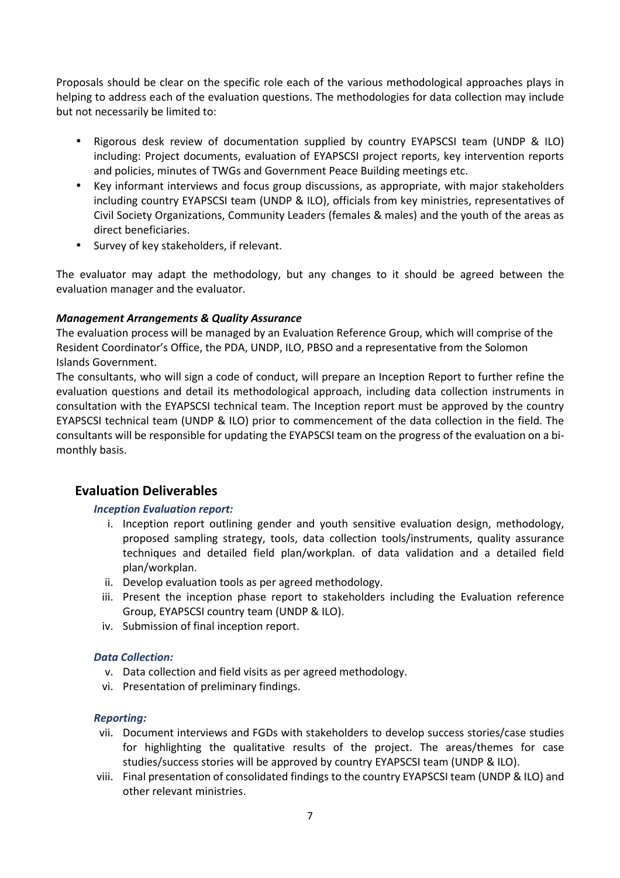Proposals should be clear on the specific role each of the various methodological approaches plays in helping to address each of the evaluation questions. The methodologies for data collection may include but not necessarily be limited to:

- Rigorous desk review of documentation supplied by country EYAPSCSI team (UNDP & ILO) including: Project documents, evaluation of EYAPSCSI project reports, key intervention reports and policies, minutes of TWGs and Government Peace Building meetings etc.
- Key informant interviews and focus group discussions, as appropriate, with major stakeholders including country EYAPSCSI team (UNDP & ILO), officials from key ministries, representatives of Civil Society Organizations, Community Leaders (females & males) and the youth of the areas as direct beneficiaries.
- Survey of key stakeholders, if relevant.

The evaluator may adapt the methodology, but any changes to it should be agreed between the evaluation manager and the evaluator.

***Management Arrangements & Quality Assurance***

The evaluation process will be managed by an Evaluation Reference Group, which will comprise of the Resident Coordinator's Office, the PDA, UNDP, ILO, PBSO and a representative from the Solomon Islands Government.

The consultants, who will sign a code of conduct, will prepare an Inception Report to further refine the evaluation questions and detail its methodological approach, including data collection instruments in consultation with the EYAPSCSI technical team. The Inception report must be approved by the country EYAPSCSI technical team (UNDP & ILO) prior to commencement of the data collection in the field. The consultants will be responsible for updating the EYAPSCSI team on the progress of the evaluation on a bi-monthly basis.

## Evaluation Deliverables

***Inception Evaluation report:***

i. Inception report outlining gender and youth sensitive evaluation design, methodology, proposed sampling strategy, tools, data collection tools/instruments, quality assurance techniques and detailed field plan/workplan. of data validation and a detailed field plan/workplan.
ii. Develop evaluation tools as per agreed methodology.
iii. Present the inception phase report to stakeholders including the Evaluation reference Group, EYAPSCSI country team (UNDP & ILO).
iv. Submission of final inception report.

***Data Collection:***

v. Data collection and field visits as per agreed methodology.
vi. Presentation of preliminary findings.

***Reporting:***

vii. Document interviews and FGDs with stakeholders to develop success stories/case studies for highlighting the qualitative results of the project. The areas/themes for case studies/success stories will be approved by country EYAPSCSI team (UNDP & ILO).
viii. Final presentation of consolidated findings to the country EYAPSCSI team (UNDP & ILO) and other relevant ministries.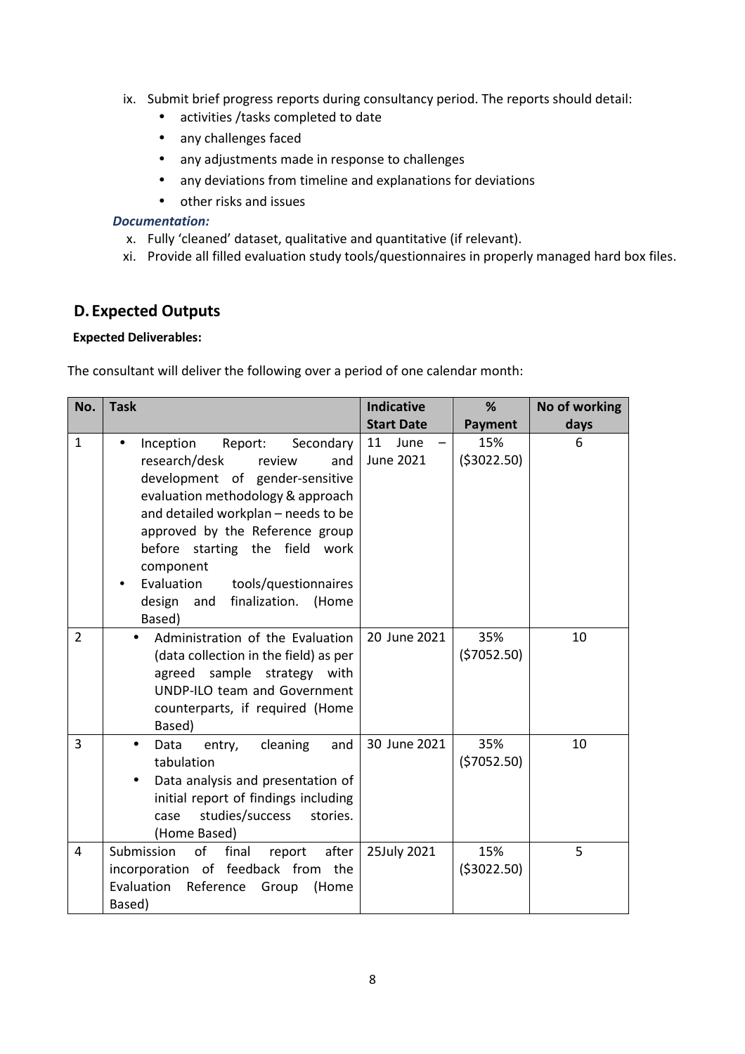ix. Submit brief progress reports during consultancy period. The reports should detail:
    - activities /tasks completed to date
    - any challenges faced
    - any adjustments made in response to challenges
    - any deviations from timeline and explanations for deviations
    - other risks and issues

***Documentation:***

x. Fully 'cleaned' dataset, qualitative and quantitative (if relevant).
xi. Provide all filled evaluation study tools/questionnaires in properly managed hard box files.

## D. Expected Outputs

**Expected Deliverables:**

The consultant will deliver the following over a period of one calendar month:

| No. | Task | Indicative Start Date | % Payment | No of working days |
|---|---|---|---|---|
| 1 | • Inception Report: Secondary research/desk review and development of gender-sensitive evaluation methodology & approach and detailed workplan – needs to be approved by the Reference group before starting the field work component<br>• Evaluation tools/questionnaires design and finalization. (Home Based) | 11 June – June 2021 | 15% ($3022.50) | 6 |
| 2 | • Administration of the Evaluation (data collection in the field) as per agreed sample strategy with UNDP-ILO team and Government counterparts, if required (Home Based) | 20 June 2021 | 35% ($7052.50) | 10 |
| 3 | • Data entry, cleaning and tabulation<br>• Data analysis and presentation of initial report of findings including case studies/success stories. (Home Based) | 30 June 2021 | 35% ($7052.50) | 10 |
| 4 | Submission of final report after incorporation of feedback from the Evaluation Reference Group (Home Based) | 25July 2021 | 15% ($3022.50) | 5 |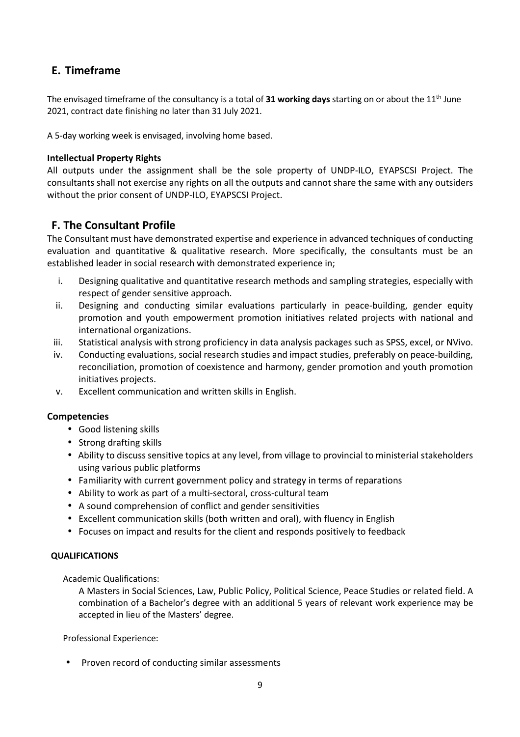## E. Timeframe

The envisaged timeframe of the consultancy is a total of **31 working days** starting on or about the 11th June 2021, contract date finishing no later than 31 July 2021.

A 5-day working week is envisaged, involving home based.

**Intellectual Property Rights**

All outputs under the assignment shall be the sole property of UNDP-ILO, EYAPSCSI Project. The consultants shall not exercise any rights on all the outputs and cannot share the same with any outsiders without the prior consent of UNDP-ILO, EYAPSCSI Project.

## F. The Consultant Profile

The Consultant must have demonstrated expertise and experience in advanced techniques of conducting evaluation and quantitative & qualitative research. More specifically, the consultants must be an established leader in social research with demonstrated experience in;

i. Designing qualitative and quantitative research methods and sampling strategies, especially with respect of gender sensitive approach.
ii. Designing and conducting similar evaluations particularly in peace-building, gender equity promotion and youth empowerment promotion initiatives related projects with national and international organizations.
iii. Statistical analysis with strong proficiency in data analysis packages such as SPSS, excel, or NVivo.
iv. Conducting evaluations, social research studies and impact studies, preferably on peace-building, reconciliation, promotion of coexistence and harmony, gender promotion and youth promotion initiatives projects.
v. Excellent communication and written skills in English.

### Competencies

- Good listening skills
- Strong drafting skills
- Ability to discuss sensitive topics at any level, from village to provincial to ministerial stakeholders using various public platforms
- Familiarity with current government policy and strategy in terms of reparations
- Ability to work as part of a multi-sectoral, cross-cultural team
- A sound comprehension of conflict and gender sensitivities
- Excellent communication skills (both written and oral), with fluency in English
- Focuses on impact and results for the client and responds positively to feedback

**QUALIFICATIONS**

Academic Qualifications:

A Masters in Social Sciences, Law, Public Policy, Political Science, Peace Studies or related field. A combination of a Bachelor's degree with an additional 5 years of relevant work experience may be accepted in lieu of the Masters' degree.

Professional Experience:

- Proven record of conducting similar assessments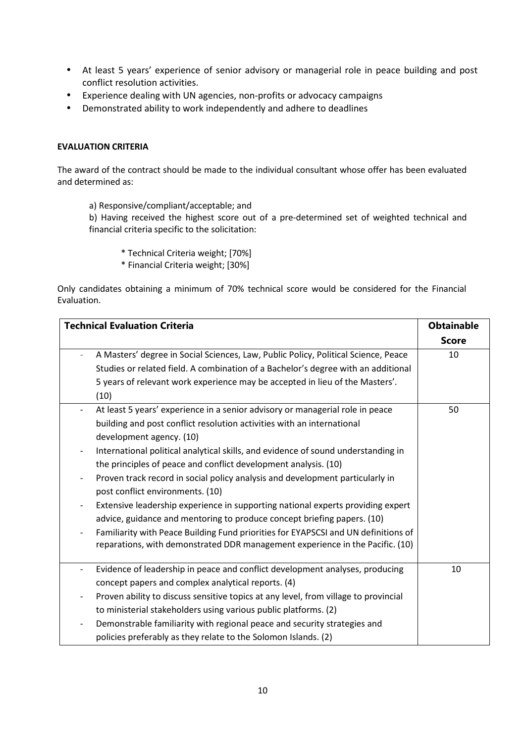- At least 5 years' experience of senior advisory or managerial role in peace building and post conflict resolution activities.
- Experience dealing with UN agencies, non-profits or advocacy campaigns
- Demonstrated ability to work independently and adhere to deadlines

**EVALUATION CRITERIA**

The award of the contract should be made to the individual consultant whose offer has been evaluated and determined as:

a) Responsive/compliant/acceptable; and

b) Having received the highest score out of a pre-determined set of weighted technical and financial criteria specific to the solicitation:

* Technical Criteria weight; [70%]
* Financial Criteria weight; [30%]

Only candidates obtaining a minimum of 70% technical score would be considered for the Financial Evaluation.

| **Technical Evaluation Criteria** | **Obtainable Score** |
|---|---|
| - A Masters' degree in Social Sciences, Law, Public Policy, Political Science, Peace Studies or related field. A combination of a Bachelor's degree with an additional 5 years of relevant work experience may be accepted in lieu of the Masters'. (10) | 10 |
| - At least 5 years' experience in a senior advisory or managerial role in peace building and post conflict resolution activities with an international development agency. (10)<br>- International political analytical skills, and evidence of sound understanding in the principles of peace and conflict development analysis. (10)<br>- Proven track record in social policy analysis and development particularly in post conflict environments. (10)<br>- Extensive leadership experience in supporting national experts providing expert advice, guidance and mentoring to produce concept briefing papers. (10)<br>- Familiarity with Peace Building Fund priorities for EYAPSCSI and UN definitions of reparations, with demonstrated DDR management experience in the Pacific. (10) | 50 |
| - Evidence of leadership in peace and conflict development analyses, producing concept papers and complex analytical reports. (4)<br>- Proven ability to discuss sensitive topics at any level, from village to provincial to ministerial stakeholders using various public platforms. (2)<br>- Demonstrable familiarity with regional peace and security strategies and policies preferably as they relate to the Solomon Islands. (2) | 10 |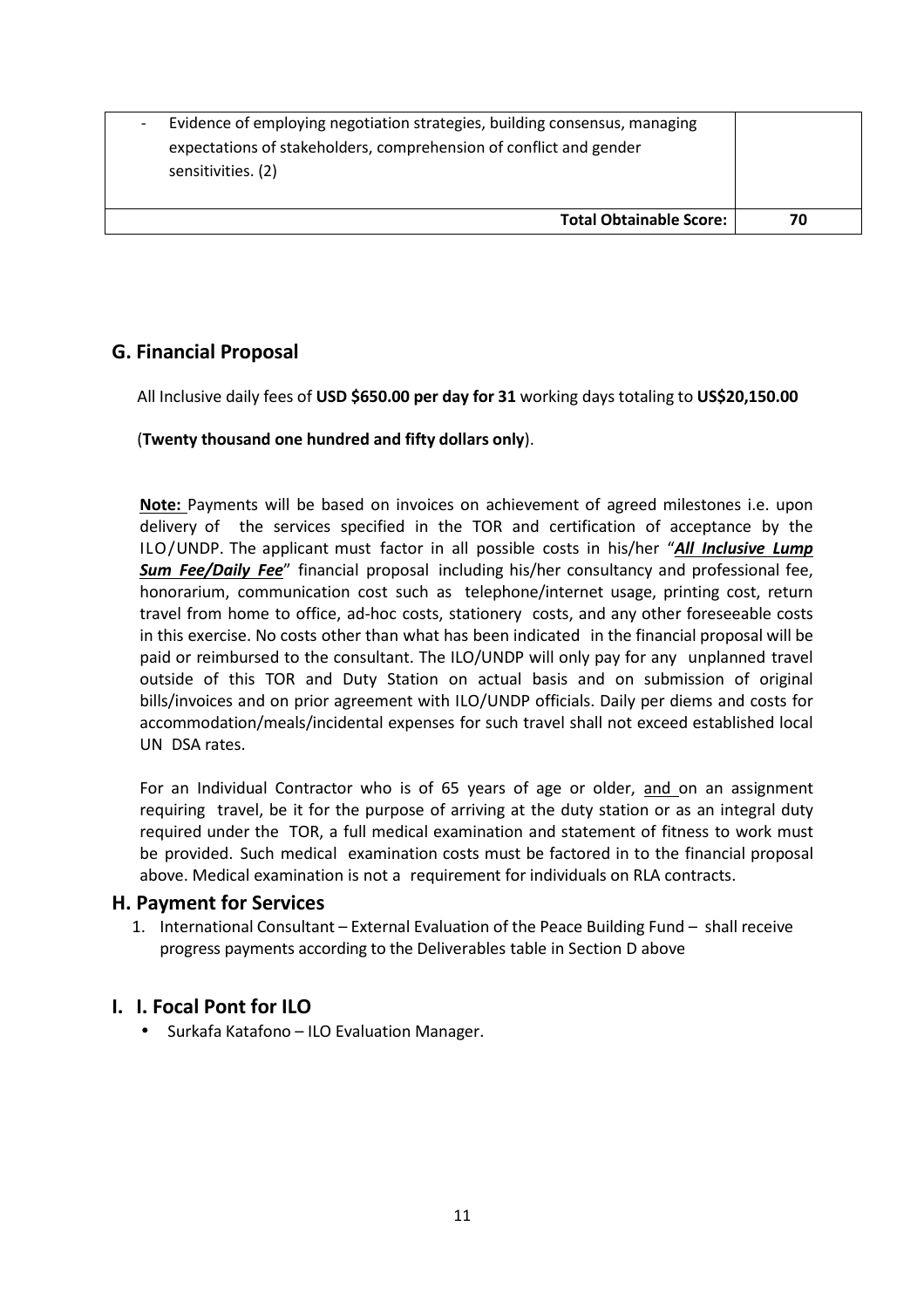| | |
|---|---|
| - Evidence of employing negotiation strategies, building consensus, managing expectations of stakeholders, comprehension of conflict and gender sensitivities. (2) | |
| **Total Obtainable Score:** | **70** |

## G. Financial Proposal

All Inclusive daily fees of **USD $650.00 per day for 31** working days totaling to **US$20,150.00**

(**Twenty thousand one hundred and fifty dollars only**).

**Note:** Payments will be based on invoices on achievement of agreed milestones i.e. upon delivery of the services specified in the TOR and certification of acceptance by the ILO/UNDP. The applicant must factor in all possible costs in his/her "***All Inclusive Lump Sum Fee/Daily Fee***" financial proposal including his/her consultancy and professional fee, honorarium, communication cost such as telephone/internet usage, printing cost, return travel from home to office, ad-hoc costs, stationery costs, and any other foreseeable costs in this exercise. No costs other than what has been indicated in the financial proposal will be paid or reimbursed to the consultant. The ILO/UNDP will only pay for any unplanned travel outside of this TOR and Duty Station on actual basis and on submission of original bills/invoices and on prior agreement with ILO/UNDP officials. Daily per diems and costs for accommodation/meals/incidental expenses for such travel shall not exceed established local UN DSA rates.

For an Individual Contractor who is of 65 years of age or older, and on an assignment requiring travel, be it for the purpose of arriving at the duty station or as an integral duty required under the TOR, a full medical examination and statement of fitness to work must be provided. Such medical examination costs must be factored in to the financial proposal above. Medical examination is not a requirement for individuals on RLA contracts.

## H. Payment for Services

1. International Consultant – External Evaluation of the Peace Building Fund – shall receive progress payments according to the Deliverables table in Section D above

## I. I. Focal Pont for ILO

- Surkafa Katafono – ILO Evaluation Manager.